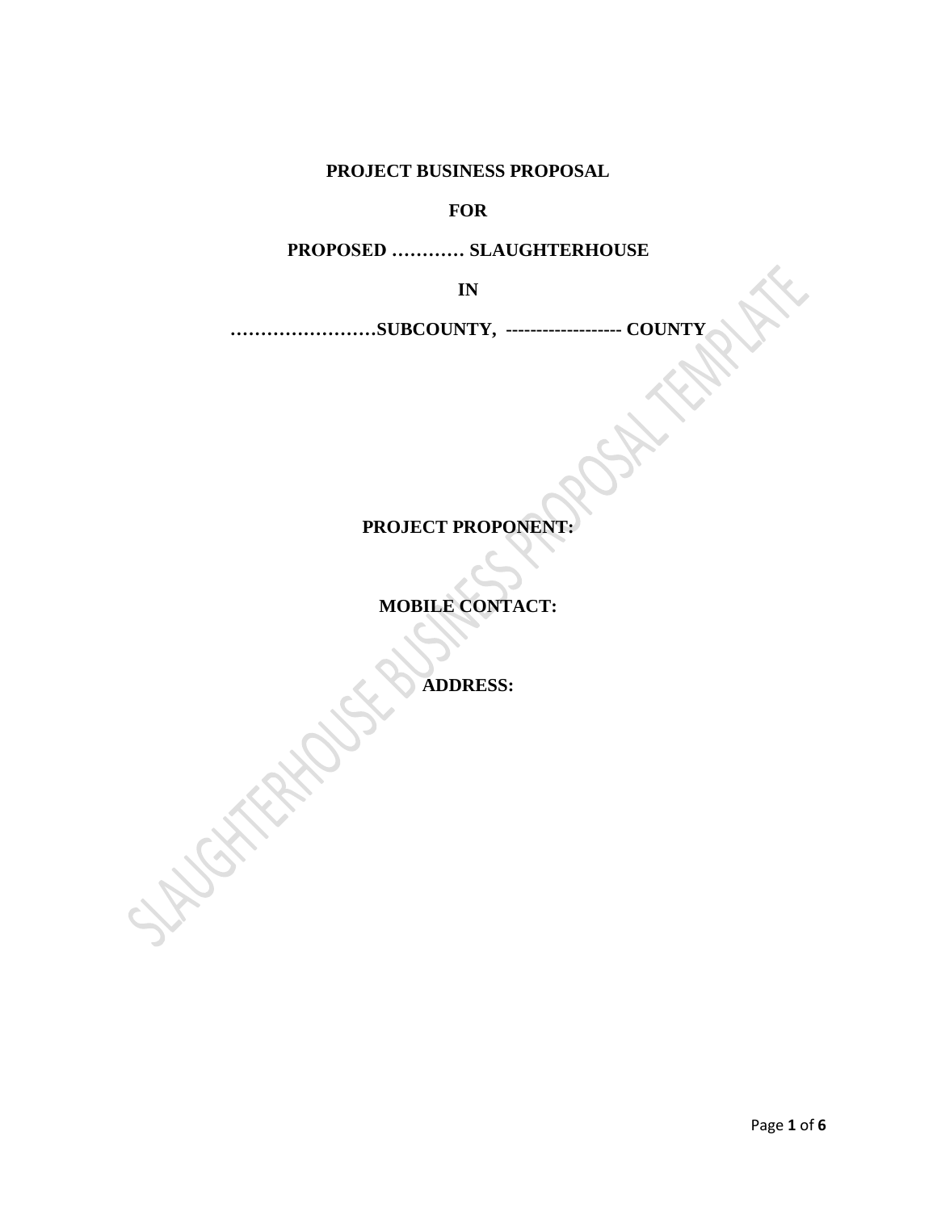**PROJECT BUSINESS PROPOSAL**

**FOR**

**PROPOSED ………… SLAUGHTERHOUSE**

**IN**

**……………………SUBCOUNTY, ------------------- COUNTY**

**PROJECT PROPONENT:**

**MOBILE CONTACT:**

**ADDRESS:**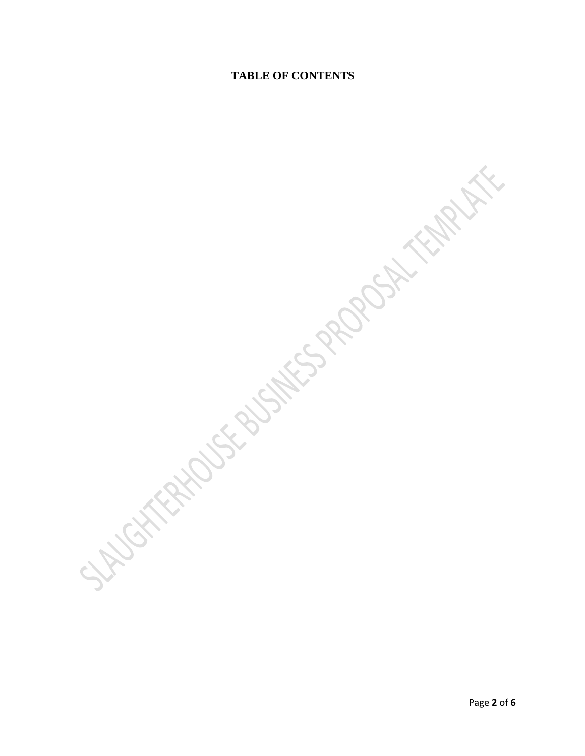# TABLE OF CONTENTS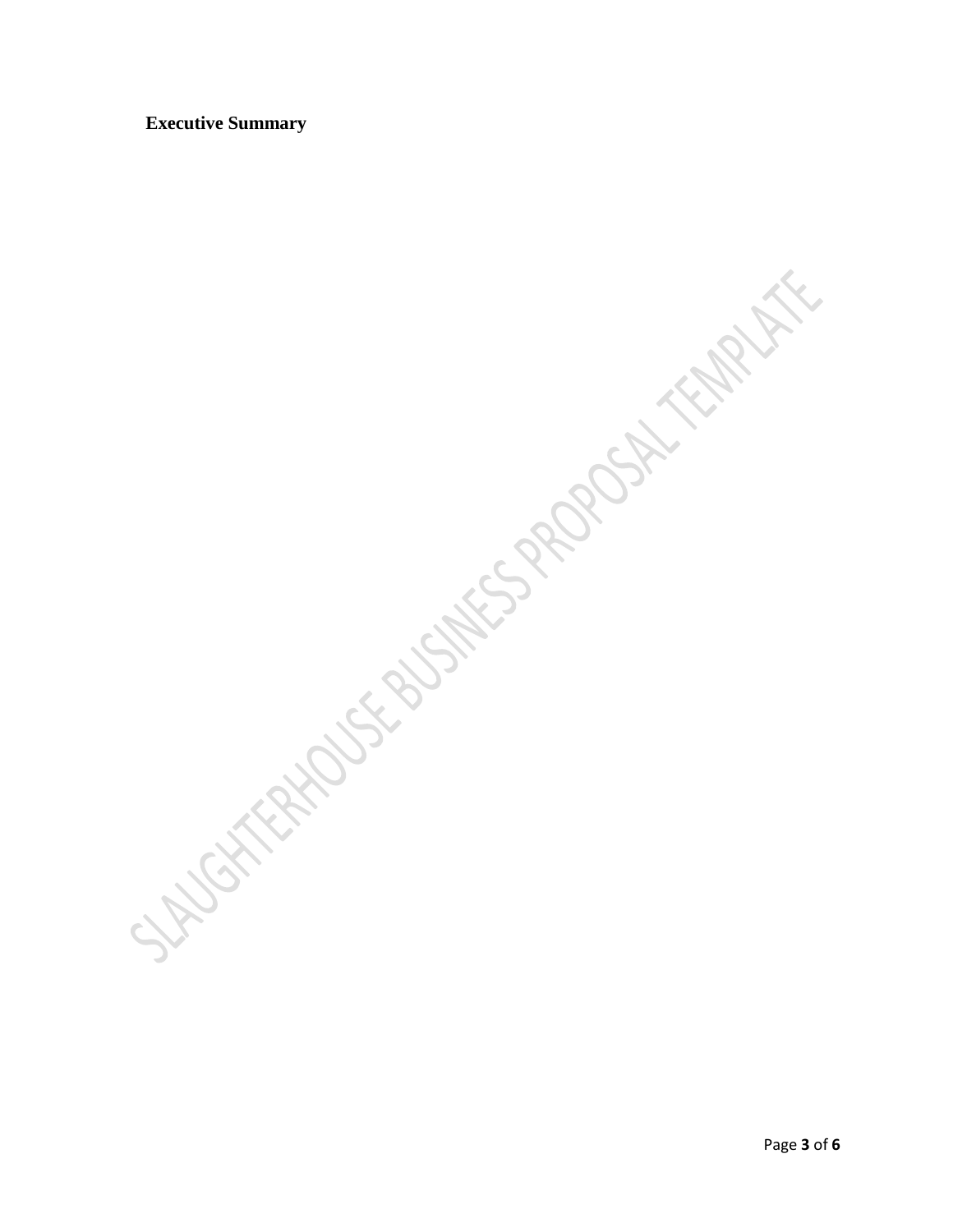**Executive Summary**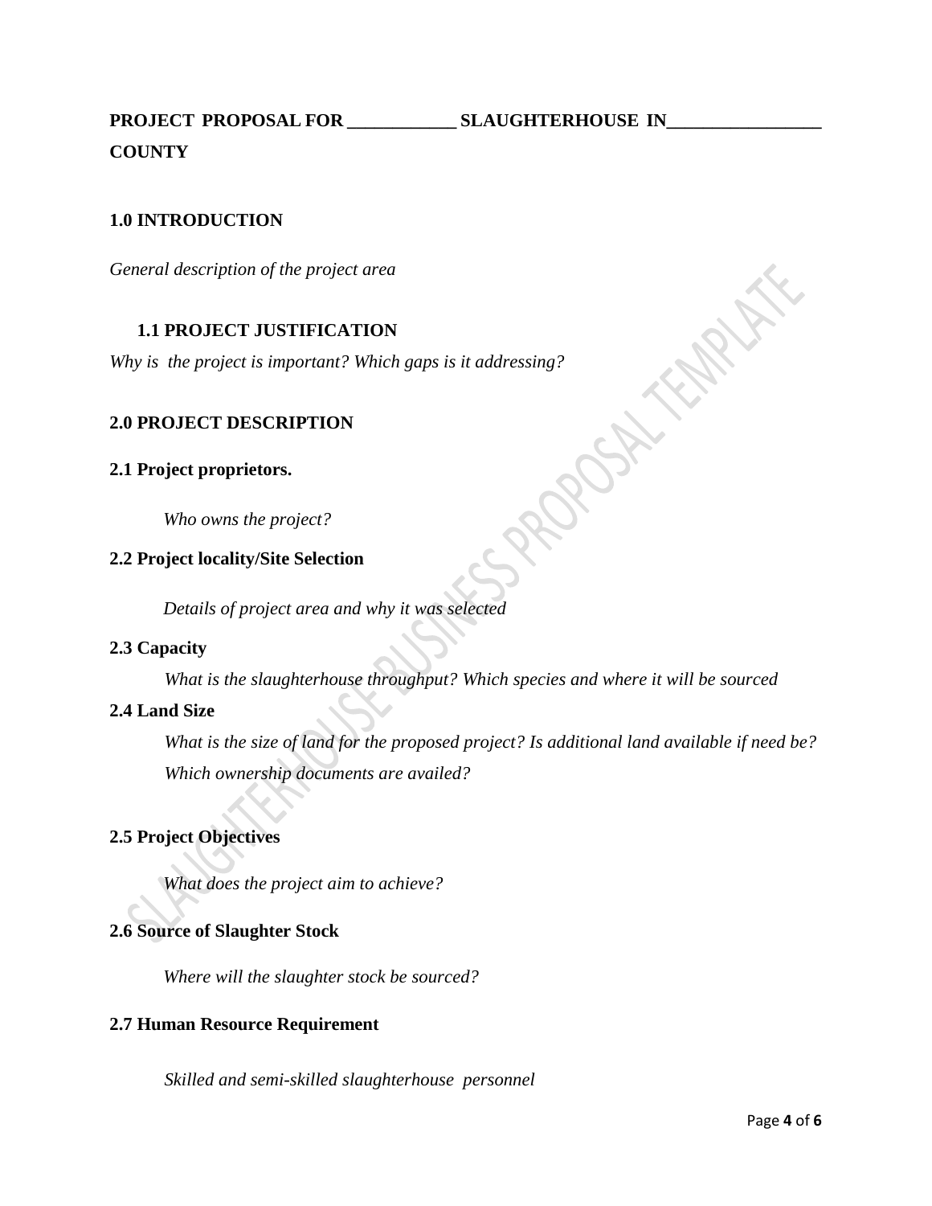**PROJECT PROPOSAL FOR ____________ SLAUGHTERHOUSE IN_________________ COUNTY**

## 1.0 INTRODUCTION

*General description of the project area*

### 1.1 PROJECT JUSTIFICATION

*Why is the project is important? Which gaps is it addressing?*

## 2.0 PROJECT DESCRIPTION

### 2.1 Project proprietors.

*Who owns the project?*

### 2.2 Project locality/Site Selection

*Details of project area and why it was selected*

### 2.3 Capacity

*What is the slaughterhouse throughput? Which species and where it will be sourced*

### 2.4 Land Size

*What is the size of land for the proposed project? Is additional land available if need be? Which ownership documents are availed?*

### 2.5 Project Objectives

*What does the project aim to achieve?*

### 2.6 Source of Slaughter Stock

*Where will the slaughter stock be sourced?*

### 2.7 Human Resource Requirement

*Skilled and semi-skilled slaughterhouse personnel*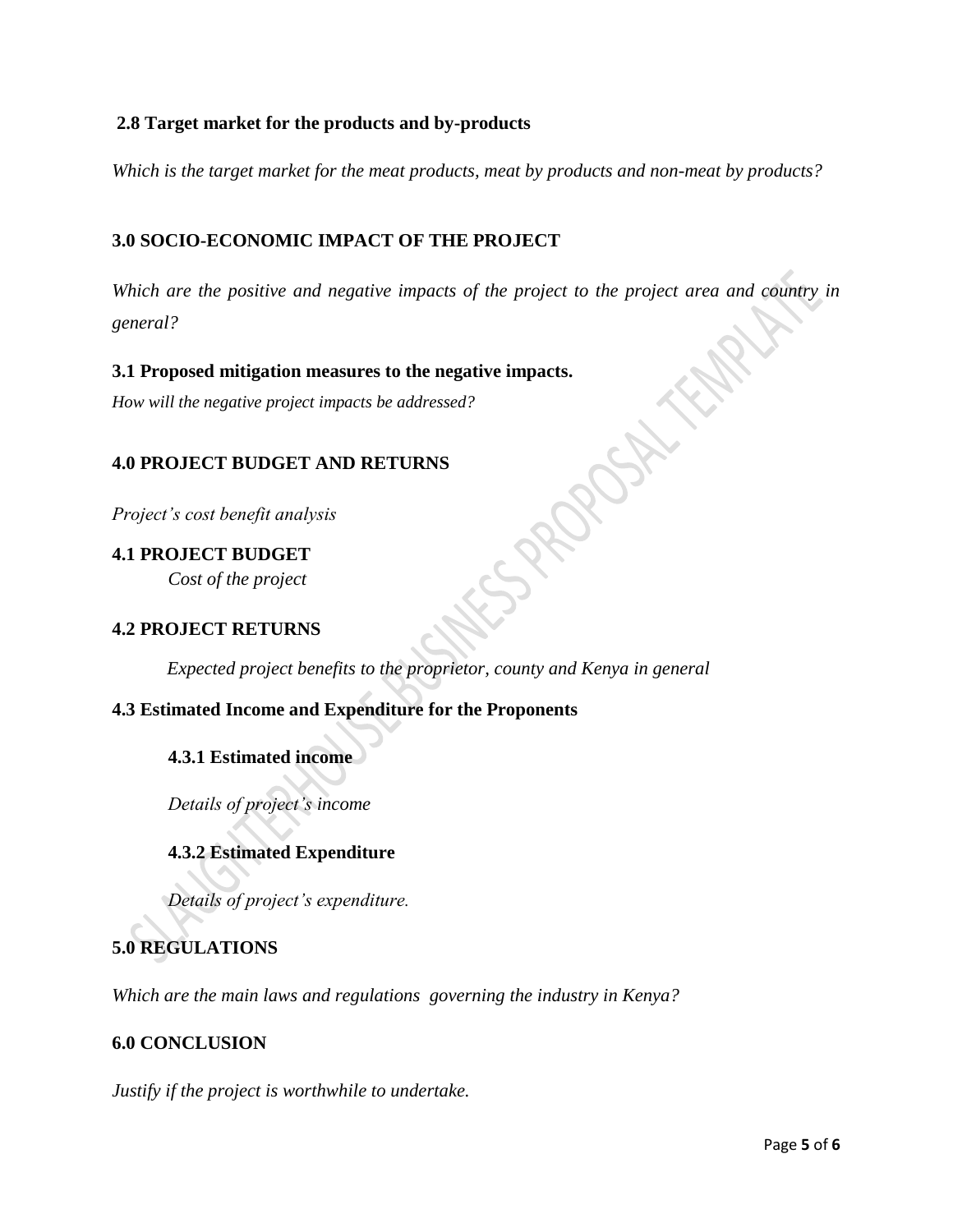### 2.8 Target market for the products and by-products

*Which is the target market for the meat products, meat by products and non-meat by products?*

## 3.0 SOCIO-ECONOMIC IMPACT OF THE PROJECT

*Which are the positive and negative impacts of the project to the project area and country in general?*

### 3.1 Proposed mitigation measures to the negative impacts.

*How will the negative project impacts be addressed?*

## 4.0 PROJECT BUDGET AND RETURNS

*Project's cost benefit analysis*

### 4.1 PROJECT BUDGET

*Cost of the project*

### 4.2 PROJECT RETURNS

*Expected project benefits to the proprietor, county and Kenya in general*

### 4.3 Estimated Income and Expenditure for the Proponents

#### 4.3.1 Estimated income

*Details of project's income*

#### 4.3.2 Estimated Expenditure

*Details of project's expenditure.*

## 5.0 REGULATIONS

*Which are the main laws and regulations governing the industry in Kenya?*

## 6.0 CONCLUSION

*Justify if the project is worthwhile to undertake.*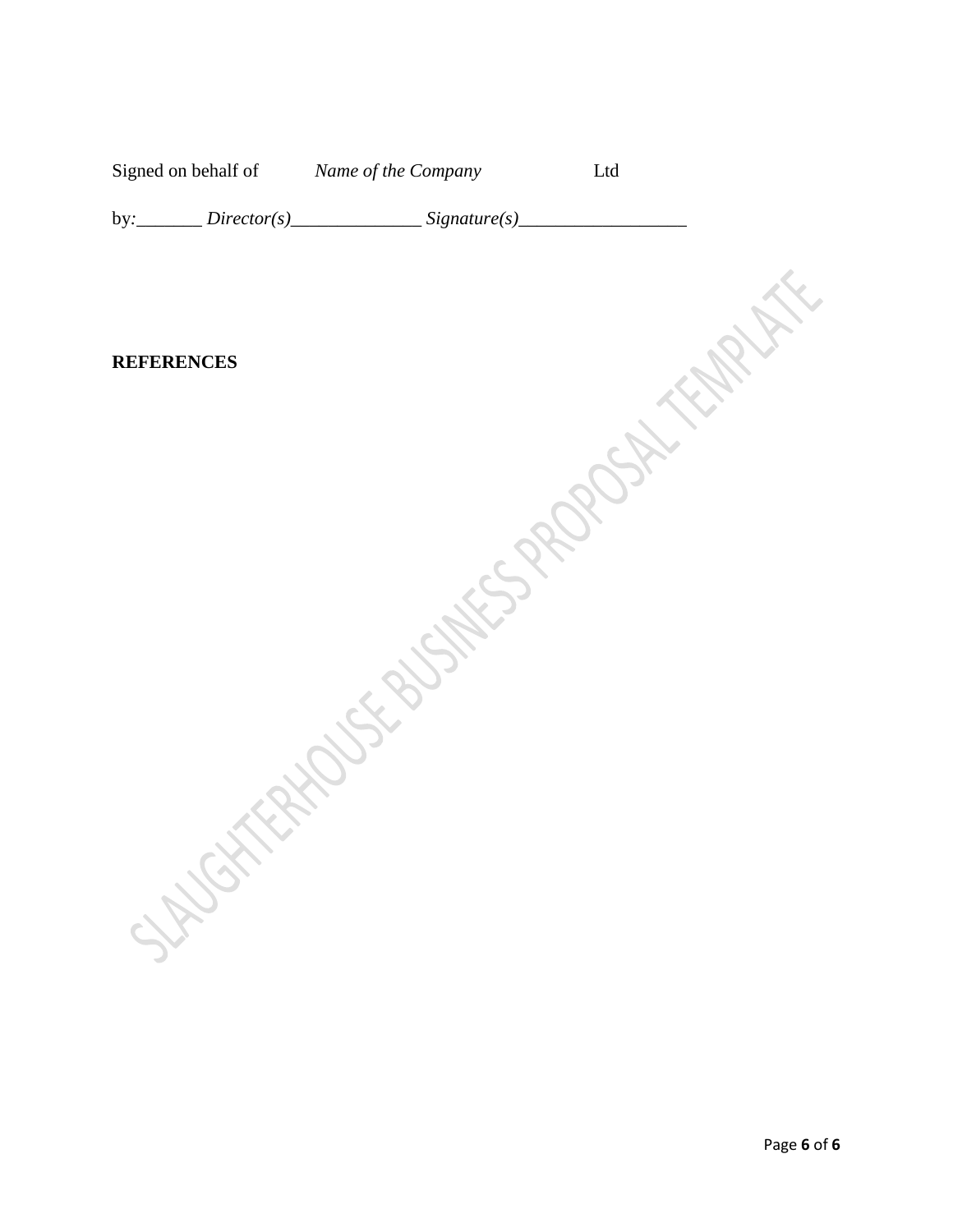Signed on behalf of *Name of the Company* Ltd

by:_______ *Director(s)*______________ *Signature(s)*__________________

**REFERENCES**